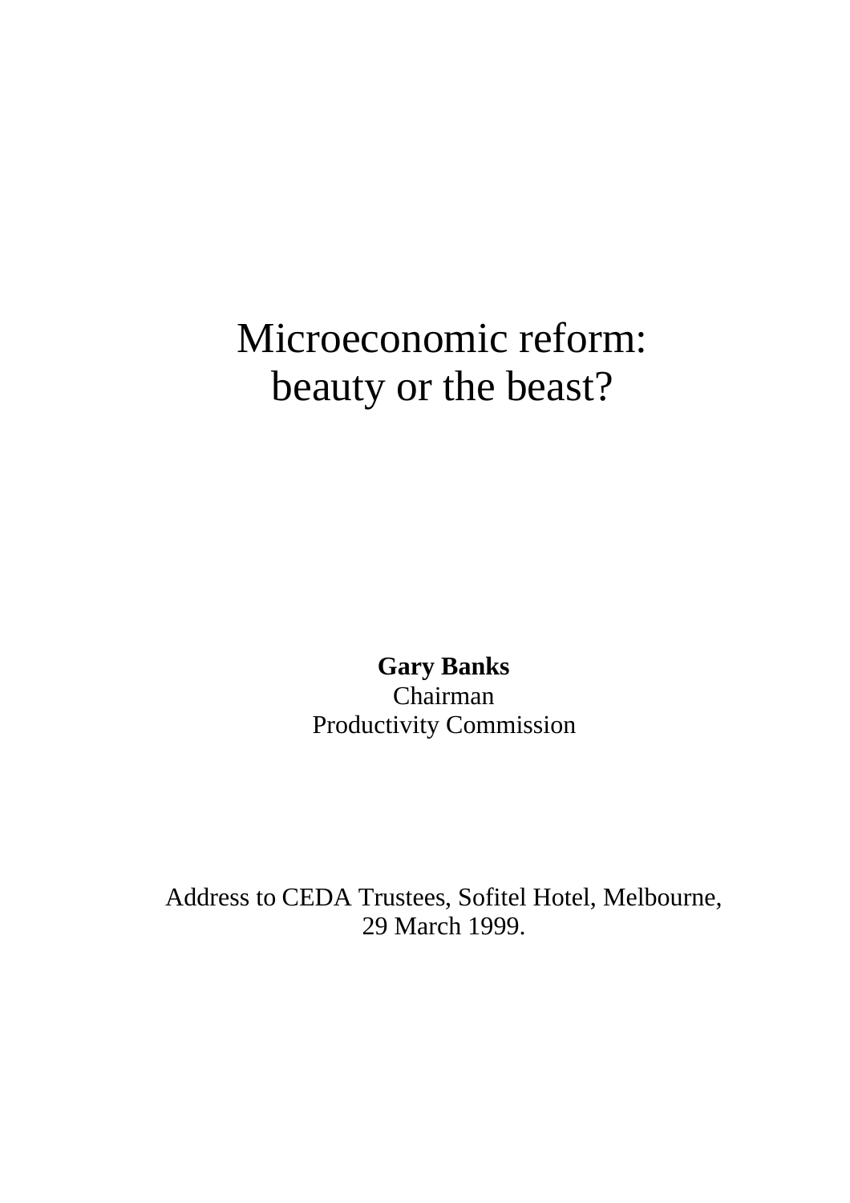# Microeconomic reform: beauty or the beast?

**Gary Banks**
Chairman
Productivity Commission

Address to CEDA Trustees, Sofitel Hotel, Melbourne, 29 March 1999.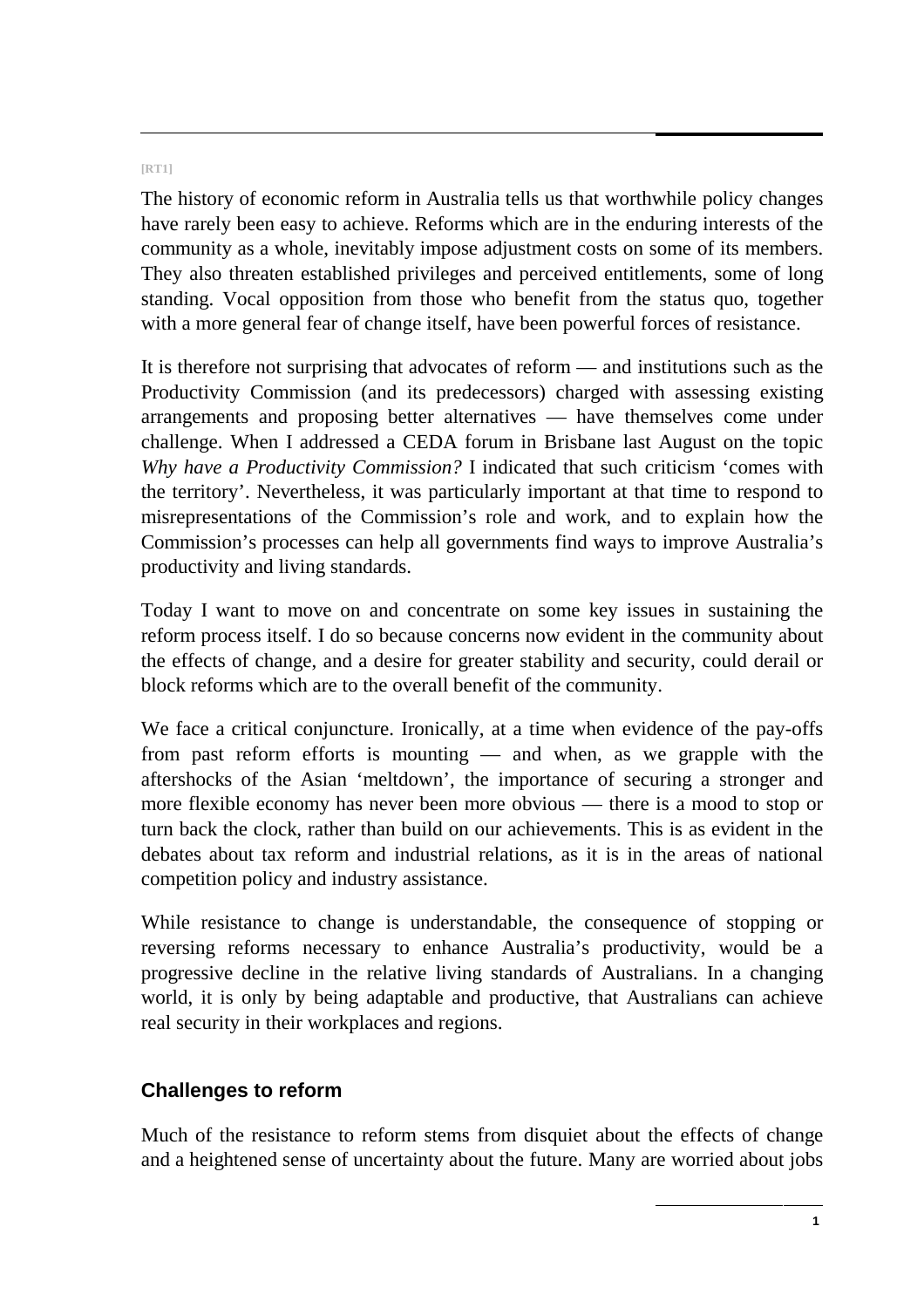[RT1]

The history of economic reform in Australia tells us that worthwhile policy changes have rarely been easy to achieve. Reforms which are in the enduring interests of the community as a whole, inevitably impose adjustment costs on some of its members. They also threaten established privileges and perceived entitlements, some of long standing. Vocal opposition from those who benefit from the status quo, together with a more general fear of change itself, have been powerful forces of resistance.

It is therefore not surprising that advocates of reform — and institutions such as the Productivity Commission (and its predecessors) charged with assessing existing arrangements and proposing better alternatives — have themselves come under challenge. When I addressed a CEDA forum in Brisbane last August on the topic *Why have a Productivity Commission?* I indicated that such criticism 'comes with the territory'. Nevertheless, it was particularly important at that time to respond to misrepresentations of the Commission's role and work, and to explain how the Commission's processes can help all governments find ways to improve Australia's productivity and living standards.

Today I want to move on and concentrate on some key issues in sustaining the reform process itself. I do so because concerns now evident in the community about the effects of change, and a desire for greater stability and security, could derail or block reforms which are to the overall benefit of the community.

We face a critical conjuncture. Ironically, at a time when evidence of the pay-offs from past reform efforts is mounting — and when, as we grapple with the aftershocks of the Asian 'meltdown', the importance of securing a stronger and more flexible economy has never been more obvious — there is a mood to stop or turn back the clock, rather than build on our achievements. This is as evident in the debates about tax reform and industrial relations, as it is in the areas of national competition policy and industry assistance.

While resistance to change is understandable, the consequence of stopping or reversing reforms necessary to enhance Australia's productivity, would be a progressive decline in the relative living standards of Australians. In a changing world, it is only by being adaptable and productive, that Australians can achieve real security in their workplaces and regions.

## Challenges to reform

Much of the resistance to reform stems from disquiet about the effects of change and a heightened sense of uncertainty about the future. Many are worried about jobs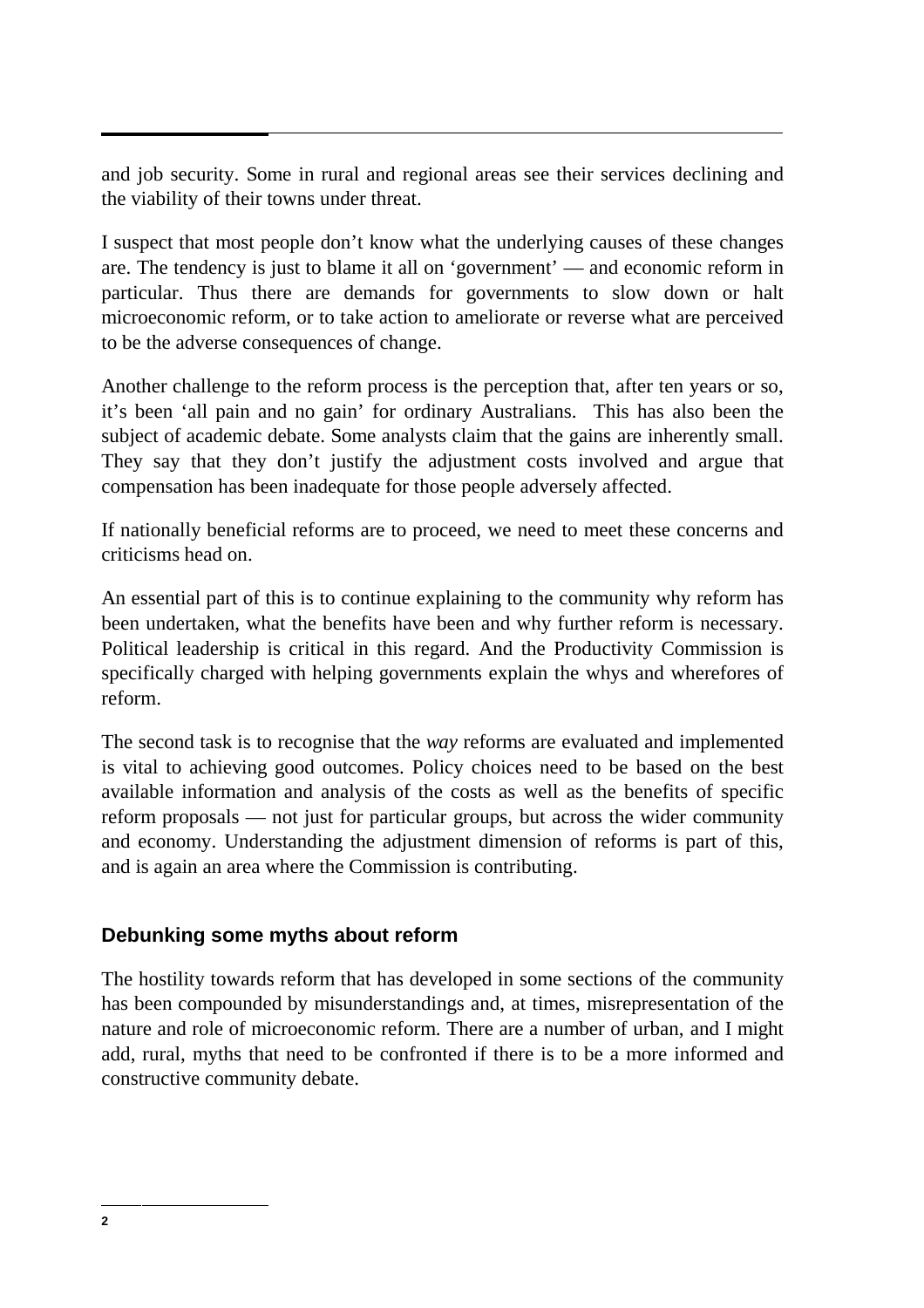and job security. Some in rural and regional areas see their services declining and the viability of their towns under threat.

I suspect that most people don't know what the underlying causes of these changes are. The tendency is just to blame it all on 'government' — and economic reform in particular. Thus there are demands for governments to slow down or halt microeconomic reform, or to take action to ameliorate or reverse what are perceived to be the adverse consequences of change.

Another challenge to the reform process is the perception that, after ten years or so, it's been 'all pain and no gain' for ordinary Australians. This has also been the subject of academic debate. Some analysts claim that the gains are inherently small. They say that they don't justify the adjustment costs involved and argue that compensation has been inadequate for those people adversely affected.

If nationally beneficial reforms are to proceed, we need to meet these concerns and criticisms head on.

An essential part of this is to continue explaining to the community why reform has been undertaken, what the benefits have been and why further reform is necessary. Political leadership is critical in this regard. And the Productivity Commission is specifically charged with helping governments explain the whys and wherefores of reform.

The second task is to recognise that the *way* reforms are evaluated and implemented is vital to achieving good outcomes. Policy choices need to be based on the best available information and analysis of the costs as well as the benefits of specific reform proposals — not just for particular groups, but across the wider community and economy. Understanding the adjustment dimension of reforms is part of this, and is again an area where the Commission is contributing.

## Debunking some myths about reform

The hostility towards reform that has developed in some sections of the community has been compounded by misunderstandings and, at times, misrepresentation of the nature and role of microeconomic reform. There are a number of urban, and I might add, rural, myths that need to be confronted if there is to be a more informed and constructive community debate.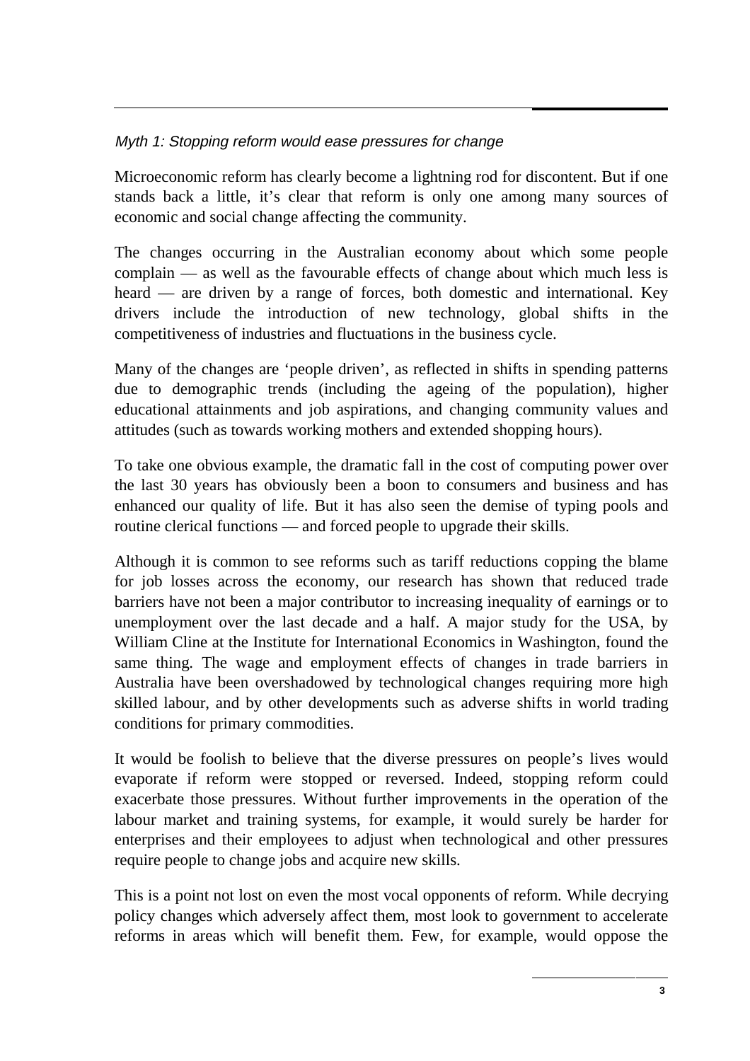*Myth 1: Stopping reform would ease pressures for change*

Microeconomic reform has clearly become a lightning rod for discontent. But if one stands back a little, it's clear that reform is only one among many sources of economic and social change affecting the community.

The changes occurring in the Australian economy about which some people complain — as well as the favourable effects of change about which much less is heard — are driven by a range of forces, both domestic and international. Key drivers include the introduction of new technology, global shifts in the competitiveness of industries and fluctuations in the business cycle.

Many of the changes are 'people driven', as reflected in shifts in spending patterns due to demographic trends (including the ageing of the population), higher educational attainments and job aspirations, and changing community values and attitudes (such as towards working mothers and extended shopping hours).

To take one obvious example, the dramatic fall in the cost of computing power over the last 30 years has obviously been a boon to consumers and business and has enhanced our quality of life. But it has also seen the demise of typing pools and routine clerical functions — and forced people to upgrade their skills.

Although it is common to see reforms such as tariff reductions copping the blame for job losses across the economy, our research has shown that reduced trade barriers have not been a major contributor to increasing inequality of earnings or to unemployment over the last decade and a half. A major study for the USA, by William Cline at the Institute for International Economics in Washington, found the same thing. The wage and employment effects of changes in trade barriers in Australia have been overshadowed by technological changes requiring more high skilled labour, and by other developments such as adverse shifts in world trading conditions for primary commodities.

It would be foolish to believe that the diverse pressures on people's lives would evaporate if reform were stopped or reversed. Indeed, stopping reform could exacerbate those pressures. Without further improvements in the operation of the labour market and training systems, for example, it would surely be harder for enterprises and their employees to adjust when technological and other pressures require people to change jobs and acquire new skills.

This is a point not lost on even the most vocal opponents of reform. While decrying policy changes which adversely affect them, most look to government to accelerate reforms in areas which will benefit them. Few, for example, would oppose the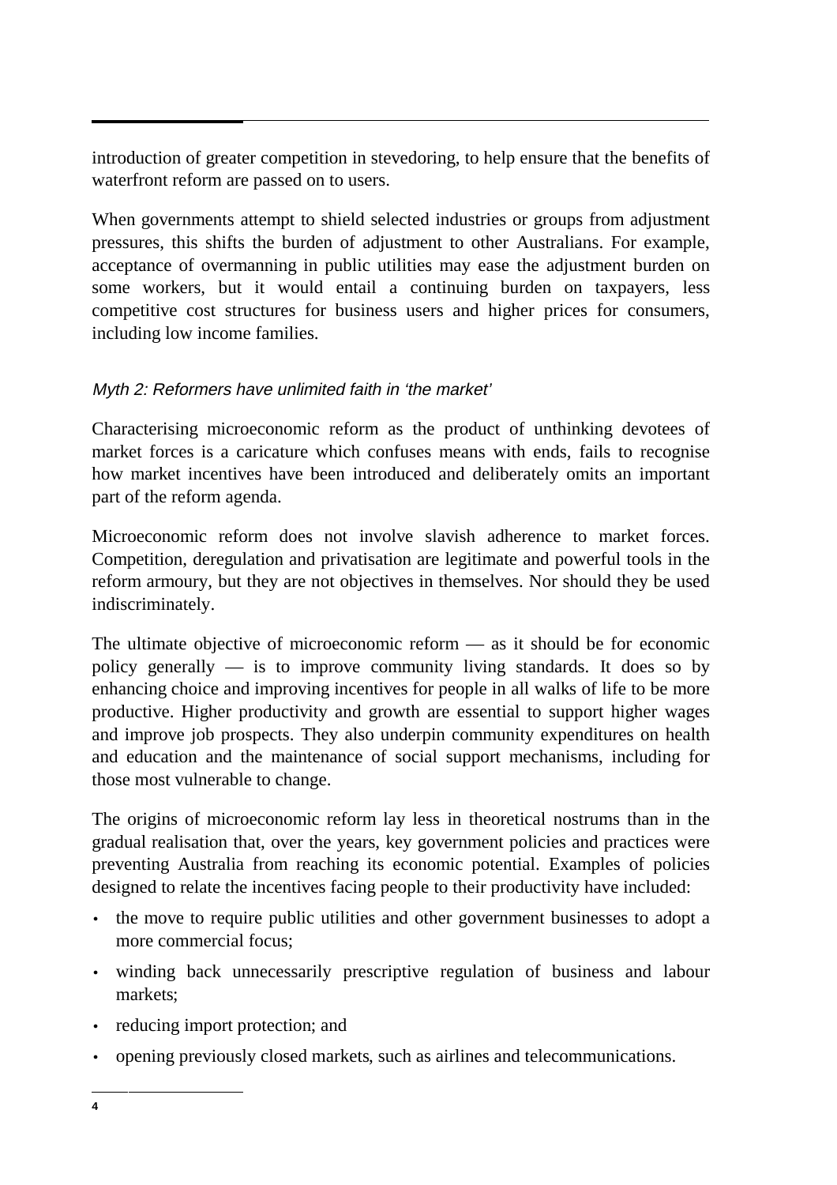introduction of greater competition in stevedoring, to help ensure that the benefits of waterfront reform are passed on to users.

When governments attempt to shield selected industries or groups from adjustment pressures, this shifts the burden of adjustment to other Australians. For example, acceptance of overmanning in public utilities may ease the adjustment burden on some workers, but it would entail a continuing burden on taxpayers, less competitive cost structures for business users and higher prices for consumers, including low income families.

### *Myth 2: Reformers have unlimited faith in 'the market'*

Characterising microeconomic reform as the product of unthinking devotees of market forces is a caricature which confuses means with ends, fails to recognise how market incentives have been introduced and deliberately omits an important part of the reform agenda.

Microeconomic reform does not involve slavish adherence to market forces. Competition, deregulation and privatisation are legitimate and powerful tools in the reform armoury, but they are not objectives in themselves. Nor should they be used indiscriminately.

The ultimate objective of microeconomic reform — as it should be for economic policy generally — is to improve community living standards. It does so by enhancing choice and improving incentives for people in all walks of life to be more productive. Higher productivity and growth are essential to support higher wages and improve job prospects. They also underpin community expenditures on health and education and the maintenance of social support mechanisms, including for those most vulnerable to change.

The origins of microeconomic reform lay less in theoretical nostrums than in the gradual realisation that, over the years, key government policies and practices were preventing Australia from reaching its economic potential. Examples of policies designed to relate the incentives facing people to their productivity have included:

- the move to require public utilities and other government businesses to adopt a more commercial focus;
- winding back unnecessarily prescriptive regulation of business and labour markets;
- reducing import protection; and
- opening previously closed markets, such as airlines and telecommunications.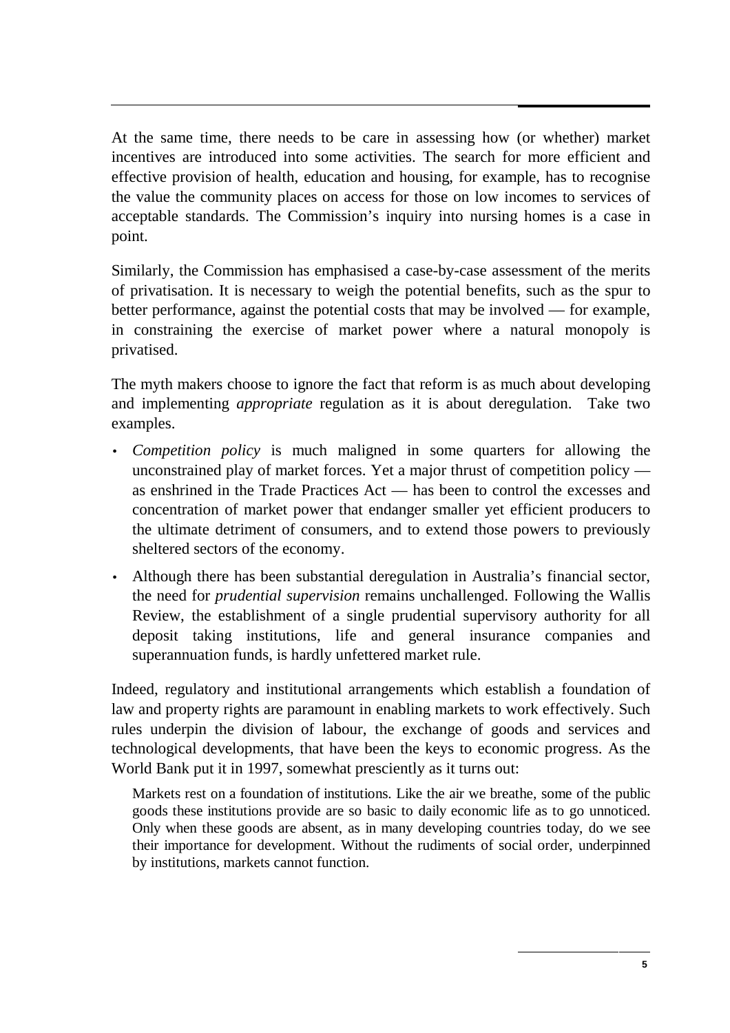At the same time, there needs to be care in assessing how (or whether) market incentives are introduced into some activities. The search for more efficient and effective provision of health, education and housing, for example, has to recognise the value the community places on access for those on low incomes to services of acceptable standards. The Commission's inquiry into nursing homes is a case in point.

Similarly, the Commission has emphasised a case-by-case assessment of the merits of privatisation. It is necessary to weigh the potential benefits, such as the spur to better performance, against the potential costs that may be involved — for example, in constraining the exercise of market power where a natural monopoly is privatised.

The myth makers choose to ignore the fact that reform is as much about developing and implementing *appropriate* regulation as it is about deregulation. Take two examples.

- *Competition policy* is much maligned in some quarters for allowing the unconstrained play of market forces. Yet a major thrust of competition policy — as enshrined in the Trade Practices Act — has been to control the excesses and concentration of market power that endanger smaller yet efficient producers to the ultimate detriment of consumers, and to extend those powers to previously sheltered sectors of the economy.
- Although there has been substantial deregulation in Australia's financial sector, the need for *prudential supervision* remains unchallenged. Following the Wallis Review, the establishment of a single prudential supervisory authority for all deposit taking institutions, life and general insurance companies and superannuation funds, is hardly unfettered market rule.

Indeed, regulatory and institutional arrangements which establish a foundation of law and property rights are paramount in enabling markets to work effectively. Such rules underpin the division of labour, the exchange of goods and services and technological developments, that have been the keys to economic progress. As the World Bank put it in 1997, somewhat presciently as it turns out:

> Markets rest on a foundation of institutions. Like the air we breathe, some of the public goods these institutions provide are so basic to daily economic life as to go unnoticed. Only when these goods are absent, as in many developing countries today, do we see their importance for development. Without the rudiments of social order, underpinned by institutions, markets cannot function.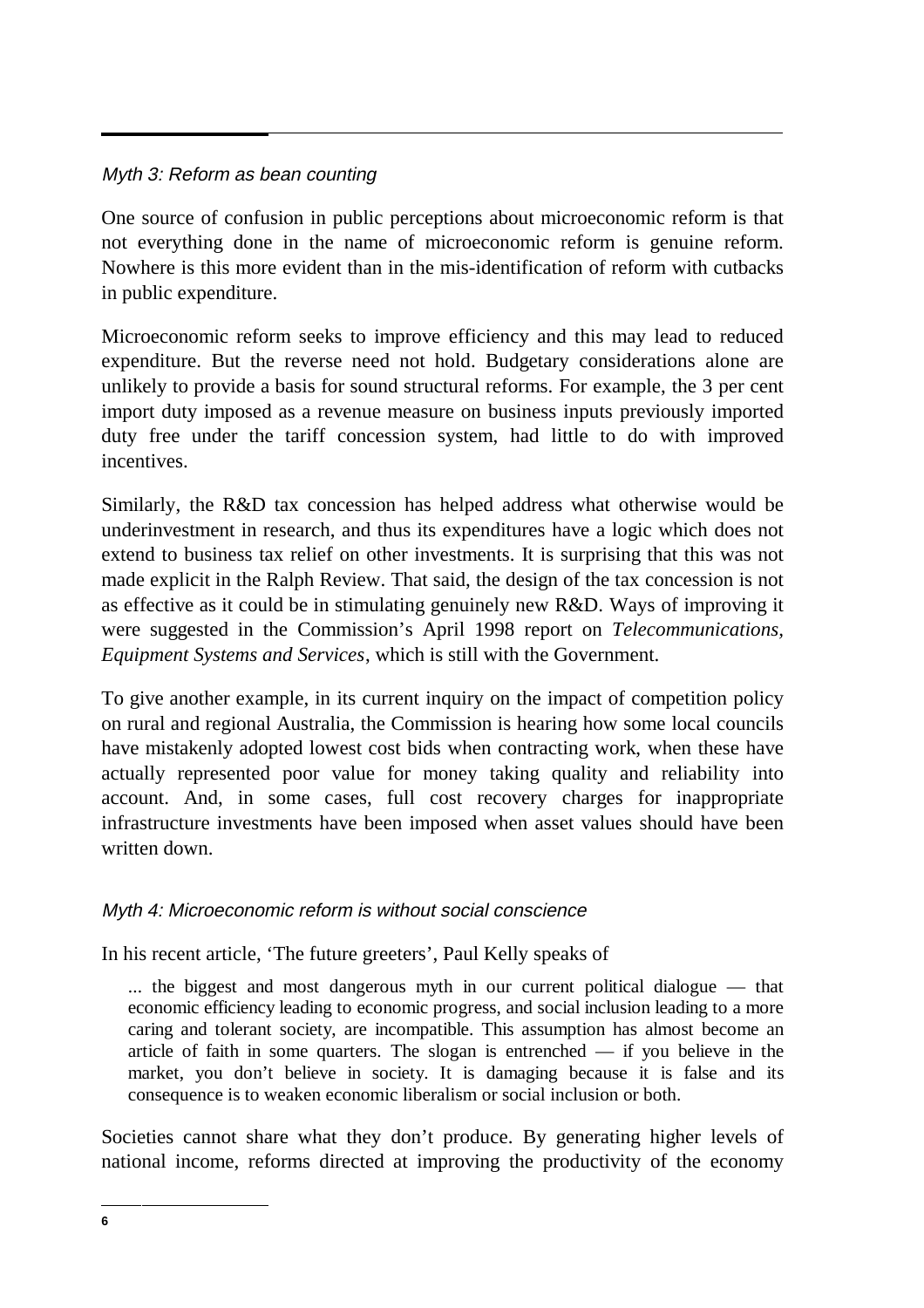### *Myth 3: Reform as bean counting*

One source of confusion in public perceptions about microeconomic reform is that not everything done in the name of microeconomic reform is genuine reform. Nowhere is this more evident than in the mis-identification of reform with cutbacks in public expenditure.

Microeconomic reform seeks to improve efficiency and this may lead to reduced expenditure. But the reverse need not hold. Budgetary considerations alone are unlikely to provide a basis for sound structural reforms. For example, the 3 per cent import duty imposed as a revenue measure on business inputs previously imported duty free under the tariff concession system, had little to do with improved incentives.

Similarly, the R&D tax concession has helped address what otherwise would be underinvestment in research, and thus its expenditures have a logic which does not extend to business tax relief on other investments. It is surprising that this was not made explicit in the Ralph Review. That said, the design of the tax concession is not as effective as it could be in stimulating genuinely new R&D. Ways of improving it were suggested in the Commission's April 1998 report on *Telecommunications, Equipment Systems and Services*, which is still with the Government.

To give another example, in its current inquiry on the impact of competition policy on rural and regional Australia, the Commission is hearing how some local councils have mistakenly adopted lowest cost bids when contracting work, when these have actually represented poor value for money taking quality and reliability into account. And, in some cases, full cost recovery charges for inappropriate infrastructure investments have been imposed when asset values should have been written down.

### *Myth 4: Microeconomic reform is without social conscience*

In his recent article, 'The future greeters', Paul Kelly speaks of

> ... the biggest and most dangerous myth in our current political dialogue — that economic efficiency leading to economic progress, and social inclusion leading to a more caring and tolerant society, are incompatible. This assumption has almost become an article of faith in some quarters. The slogan is entrenched — if you believe in the market, you don't believe in society. It is damaging because it is false and its consequence is to weaken economic liberalism or social inclusion or both.

Societies cannot share what they don't produce. By generating higher levels of national income, reforms directed at improving the productivity of the economy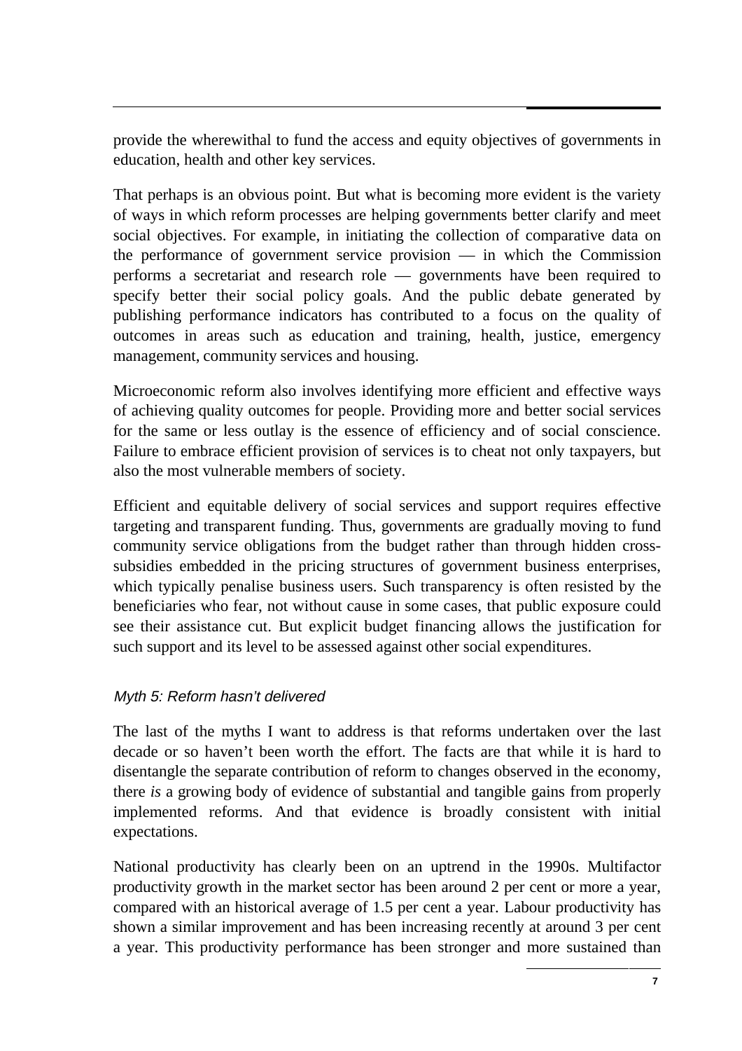provide the wherewithal to fund the access and equity objectives of governments in education, health and other key services.

That perhaps is an obvious point. But what is becoming more evident is the variety of ways in which reform processes are helping governments better clarify and meet social objectives. For example, in initiating the collection of comparative data on the performance of government service provision — in which the Commission performs a secretariat and research role — governments have been required to specify better their social policy goals. And the public debate generated by publishing performance indicators has contributed to a focus on the quality of outcomes in areas such as education and training, health, justice, emergency management, community services and housing.

Microeconomic reform also involves identifying more efficient and effective ways of achieving quality outcomes for people. Providing more and better social services for the same or less outlay is the essence of efficiency and of social conscience. Failure to embrace efficient provision of services is to cheat not only taxpayers, but also the most vulnerable members of society.

Efficient and equitable delivery of social services and support requires effective targeting and transparent funding. Thus, governments are gradually moving to fund community service obligations from the budget rather than through hidden cross-subsidies embedded in the pricing structures of government business enterprises, which typically penalise business users. Such transparency is often resisted by the beneficiaries who fear, not without cause in some cases, that public exposure could see their assistance cut. But explicit budget financing allows the justification for such support and its level to be assessed against other social expenditures.

### *Myth 5: Reform hasn't delivered*

The last of the myths I want to address is that reforms undertaken over the last decade or so haven't been worth the effort. The facts are that while it is hard to disentangle the separate contribution of reform to changes observed in the economy, there *is* a growing body of evidence of substantial and tangible gains from properly implemented reforms. And that evidence is broadly consistent with initial expectations.

National productivity has clearly been on an uptrend in the 1990s. Multifactor productivity growth in the market sector has been around 2 per cent or more a year, compared with an historical average of 1.5 per cent a year. Labour productivity has shown a similar improvement and has been increasing recently at around 3 per cent a year. This productivity performance has been stronger and more sustained than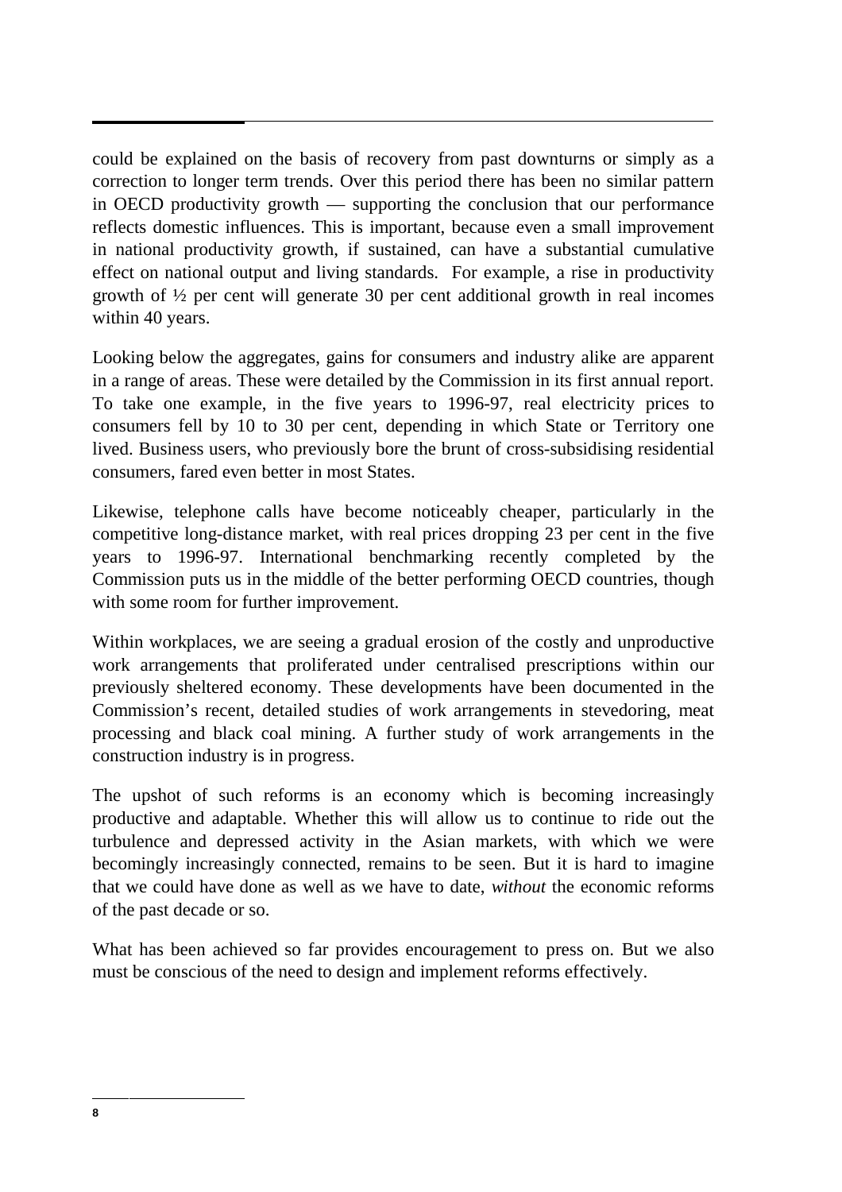could be explained on the basis of recovery from past downturns or simply as a correction to longer term trends. Over this period there has been no similar pattern in OECD productivity growth — supporting the conclusion that our performance reflects domestic influences. This is important, because even a small improvement in national productivity growth, if sustained, can have a substantial cumulative effect on national output and living standards. For example, a rise in productivity growth of ½ per cent will generate 30 per cent additional growth in real incomes within 40 years.

Looking below the aggregates, gains for consumers and industry alike are apparent in a range of areas. These were detailed by the Commission in its first annual report. To take one example, in the five years to 1996-97, real electricity prices to consumers fell by 10 to 30 per cent, depending in which State or Territory one lived. Business users, who previously bore the brunt of cross-subsidising residential consumers, fared even better in most States.

Likewise, telephone calls have become noticeably cheaper, particularly in the competitive long-distance market, with real prices dropping 23 per cent in the five years to 1996-97. International benchmarking recently completed by the Commission puts us in the middle of the better performing OECD countries, though with some room for further improvement.

Within workplaces, we are seeing a gradual erosion of the costly and unproductive work arrangements that proliferated under centralised prescriptions within our previously sheltered economy. These developments have been documented in the Commission's recent, detailed studies of work arrangements in stevedoring, meat processing and black coal mining. A further study of work arrangements in the construction industry is in progress.

The upshot of such reforms is an economy which is becoming increasingly productive and adaptable. Whether this will allow us to continue to ride out the turbulence and depressed activity in the Asian markets, with which we were becomingly increasingly connected, remains to be seen. But it is hard to imagine that we could have done as well as we have to date, *without* the economic reforms of the past decade or so.

What has been achieved so far provides encouragement to press on. But we also must be conscious of the need to design and implement reforms effectively.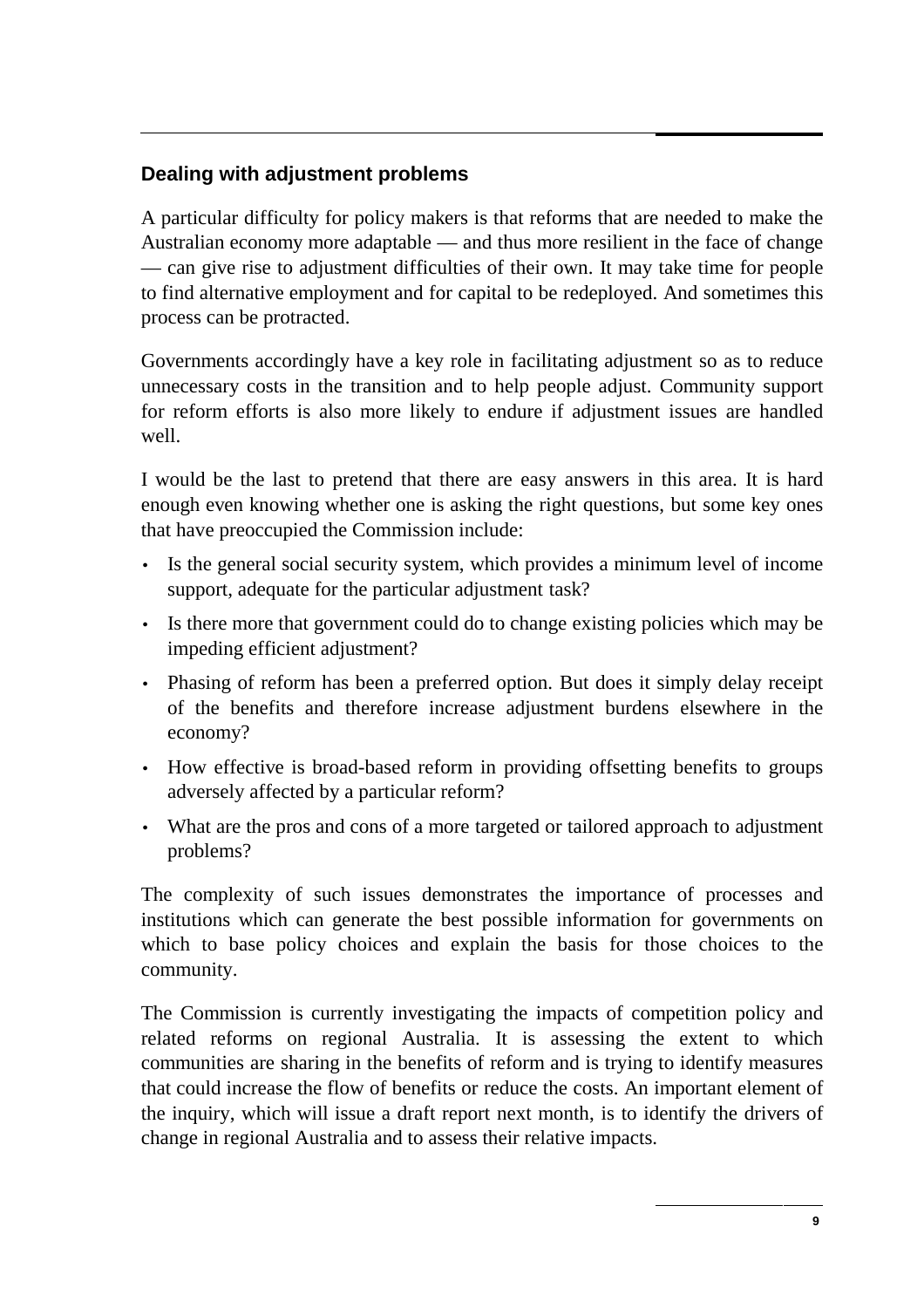## Dealing with adjustment problems

A particular difficulty for policy makers is that reforms that are needed to make the Australian economy more adaptable — and thus more resilient in the face of change — can give rise to adjustment difficulties of their own. It may take time for people to find alternative employment and for capital to be redeployed. And sometimes this process can be protracted.

Governments accordingly have a key role in facilitating adjustment so as to reduce unnecessary costs in the transition and to help people adjust. Community support for reform efforts is also more likely to endure if adjustment issues are handled well.

I would be the last to pretend that there are easy answers in this area. It is hard enough even knowing whether one is asking the right questions, but some key ones that have preoccupied the Commission include:

- Is the general social security system, which provides a minimum level of income support, adequate for the particular adjustment task?
- Is there more that government could do to change existing policies which may be impeding efficient adjustment?
- Phasing of reform has been a preferred option. But does it simply delay receipt of the benefits and therefore increase adjustment burdens elsewhere in the economy?
- How effective is broad-based reform in providing offsetting benefits to groups adversely affected by a particular reform?
- What are the pros and cons of a more targeted or tailored approach to adjustment problems?

The complexity of such issues demonstrates the importance of processes and institutions which can generate the best possible information for governments on which to base policy choices and explain the basis for those choices to the community.

The Commission is currently investigating the impacts of competition policy and related reforms on regional Australia. It is assessing the extent to which communities are sharing in the benefits of reform and is trying to identify measures that could increase the flow of benefits or reduce the costs. An important element of the inquiry, which will issue a draft report next month, is to identify the drivers of change in regional Australia and to assess their relative impacts.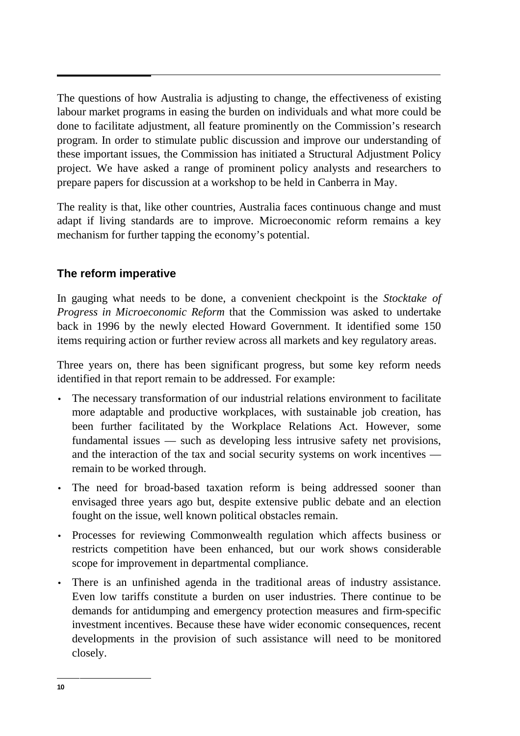The questions of how Australia is adjusting to change, the effectiveness of existing labour market programs in easing the burden on individuals and what more could be done to facilitate adjustment, all feature prominently on the Commission's research program. In order to stimulate public discussion and improve our understanding of these important issues, the Commission has initiated a Structural Adjustment Policy project. We have asked a range of prominent policy analysts and researchers to prepare papers for discussion at a workshop to be held in Canberra in May.

The reality is that, like other countries, Australia faces continuous change and must adapt if living standards are to improve. Microeconomic reform remains a key mechanism for further tapping the economy's potential.

## The reform imperative

In gauging what needs to be done, a convenient checkpoint is the *Stocktake of Progress in Microeconomic Reform* that the Commission was asked to undertake back in 1996 by the newly elected Howard Government. It identified some 150 items requiring action or further review across all markets and key regulatory areas.

Three years on, there has been significant progress, but some key reform needs identified in that report remain to be addressed. For example:

- The necessary transformation of our industrial relations environment to facilitate more adaptable and productive workplaces, with sustainable job creation, has been further facilitated by the Workplace Relations Act. However, some fundamental issues — such as developing less intrusive safety net provisions, and the interaction of the tax and social security systems on work incentives — remain to be worked through.
- The need for broad-based taxation reform is being addressed sooner than envisaged three years ago but, despite extensive public debate and an election fought on the issue, well known political obstacles remain.
- Processes for reviewing Commonwealth regulation which affects business or restricts competition have been enhanced, but our work shows considerable scope for improvement in departmental compliance.
- There is an unfinished agenda in the traditional areas of industry assistance. Even low tariffs constitute a burden on user industries. There continue to be demands for antidumping and emergency protection measures and firm-specific investment incentives. Because these have wider economic consequences, recent developments in the provision of such assistance will need to be monitored closely.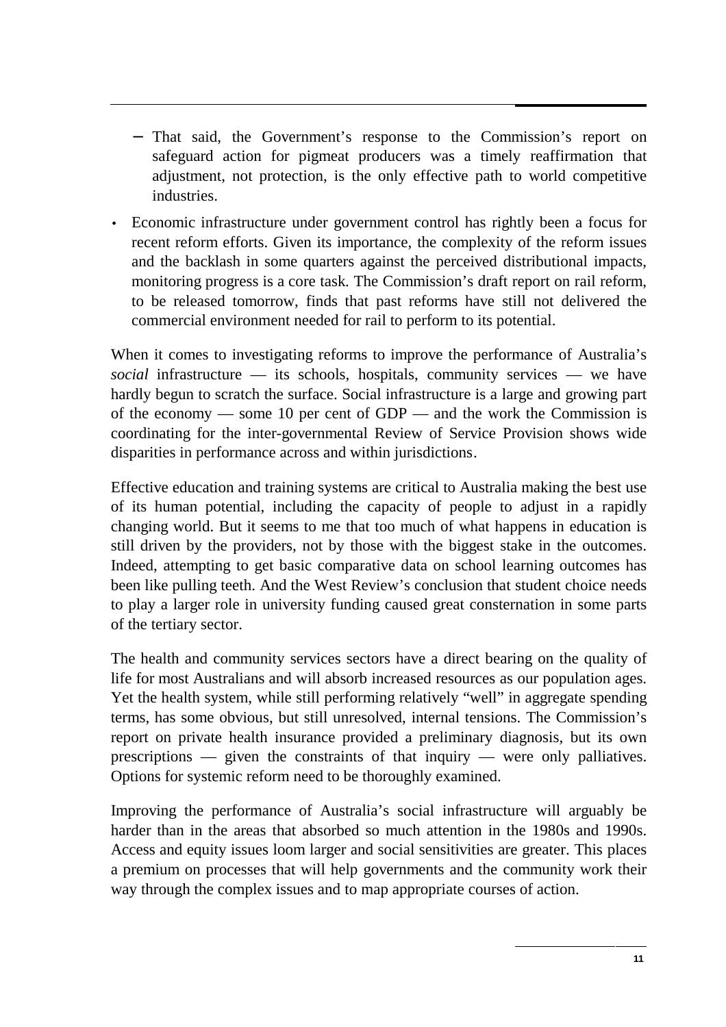- That said, the Government's response to the Commission's report on safeguard action for pigmeat producers was a timely reaffirmation that adjustment, not protection, is the only effective path to world competitive industries.
- Economic infrastructure under government control has rightly been a focus for recent reform efforts. Given its importance, the complexity of the reform issues and the backlash in some quarters against the perceived distributional impacts, monitoring progress is a core task. The Commission's draft report on rail reform, to be released tomorrow, finds that past reforms have still not delivered the commercial environment needed for rail to perform to its potential.

When it comes to investigating reforms to improve the performance of Australia's *social* infrastructure — its schools, hospitals, community services — we have hardly begun to scratch the surface. Social infrastructure is a large and growing part of the economy — some 10 per cent of GDP — and the work the Commission is coordinating for the inter-governmental Review of Service Provision shows wide disparities in performance across and within jurisdictions.

Effective education and training systems are critical to Australia making the best use of its human potential, including the capacity of people to adjust in a rapidly changing world. But it seems to me that too much of what happens in education is still driven by the providers, not by those with the biggest stake in the outcomes. Indeed, attempting to get basic comparative data on school learning outcomes has been like pulling teeth. And the West Review's conclusion that student choice needs to play a larger role in university funding caused great consternation in some parts of the tertiary sector.

The health and community services sectors have a direct bearing on the quality of life for most Australians and will absorb increased resources as our population ages. Yet the health system, while still performing relatively "well" in aggregate spending terms, has some obvious, but still unresolved, internal tensions. The Commission's report on private health insurance provided a preliminary diagnosis, but its own prescriptions — given the constraints of that inquiry — were only palliatives. Options for systemic reform need to be thoroughly examined.

Improving the performance of Australia's social infrastructure will arguably be harder than in the areas that absorbed so much attention in the 1980s and 1990s. Access and equity issues loom larger and social sensitivities are greater. This places a premium on processes that will help governments and the community work their way through the complex issues and to map appropriate courses of action.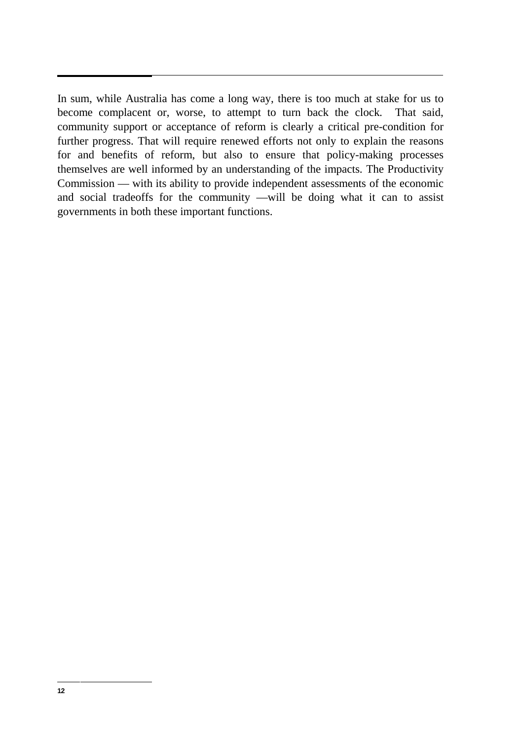In sum, while Australia has come a long way, there is too much at stake for us to become complacent or, worse, to attempt to turn back the clock. That said, community support or acceptance of reform is clearly a critical pre-condition for further progress. That will require renewed efforts not only to explain the reasons for and benefits of reform, but also to ensure that policy-making processes themselves are well informed by an understanding of the impacts. The Productivity Commission — with its ability to provide independent assessments of the economic and social tradeoffs for the community —will be doing what it can to assist governments in both these important functions.